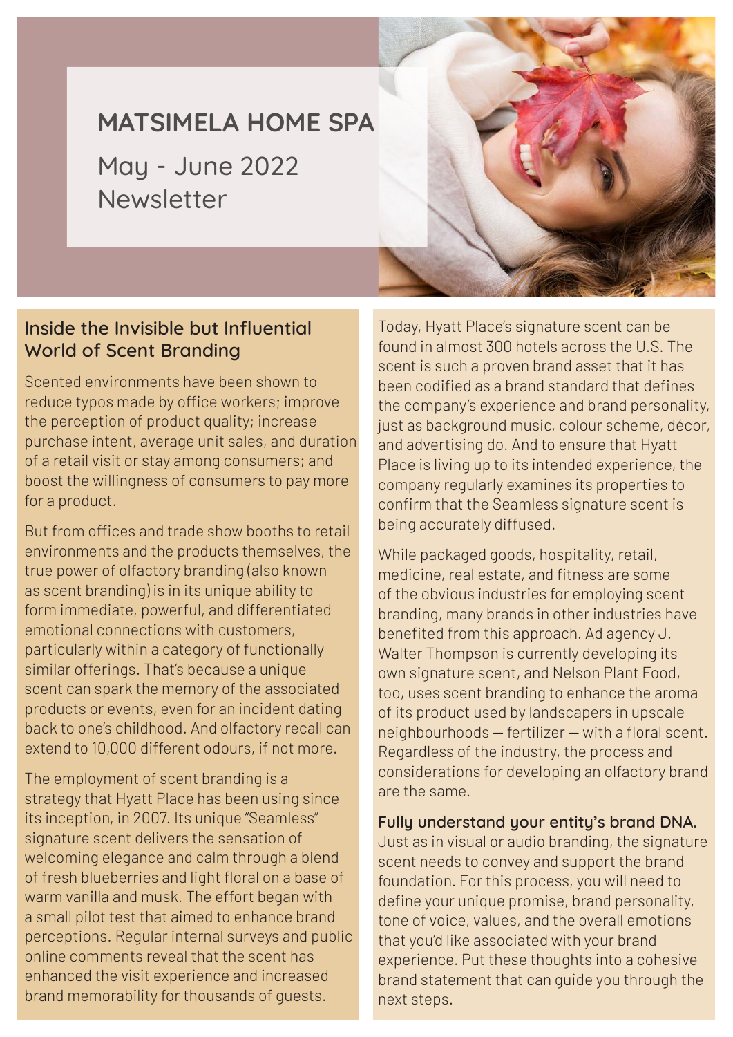# MATSIMELA HOME SPA

May - June 2022 Newsletter

## Inside the Invisible but Influential World of Scent Branding

Scented environments have been shown to reduce typos made by office workers; improve the perception of product quality; increase purchase intent, average unit sales, and duration of a retail visit or stay among consumers; and boost the willingness of consumers to pay more for a product.

But from offices and trade show booths to retail environments and the products themselves, the true power of olfactory branding (also known as scent branding) is in its unique ability to form immediate, powerful, and differentiated emotional connections with customers, particularly within a category of functionally similar offerings. That's because a unique scent can spark the memory of the associated products or events, even for an incident dating back to one's childhood. And olfactory recall can extend to 10,000 different odours, if not more.

The employment of scent branding is a strategy that Hyatt Place has been using since its inception, in 2007. Its unique "Seamless" signature scent delivers the sensation of welcoming elegance and calm through a blend of fresh blueberries and light floral on a base of warm vanilla and musk. The effort began with a small pilot test that aimed to enhance brand perceptions. Regular internal surveys and public online comments reveal that the scent has enhanced the visit experience and increased brand memorability for thousands of guests.

Today, Hyatt Place's signature scent can be found in almost 300 hotels across the U.S. The scent is such a proven brand asset that it has been codified as a brand standard that defines the company's experience and brand personality, just as background music, colour scheme, décor, and advertising do. And to ensure that Hyatt Place is living up to its intended experience, the company regularly examines its properties to confirm that the Seamless signature scent is being accurately diffused.

While packaged goods, hospitality, retail, medicine, real estate, and fitness are some of the obvious industries for employing scent branding, many brands in other industries have benefited from this approach. Ad agency J. Walter Thompson is currently developing its own signature scent, and Nelson Plant Food, too, uses scent branding to enhance the aroma of its product used by landscapers in upscale neighbourhoods — fertilizer — with a floral scent. Regardless of the industry, the process and considerations for developing an olfactory brand are the same.

**Fully understand your entity's brand DNA.** Just as in visual or audio branding, the signature scent needs to convey and support the brand foundation. For this process, you will need to define your unique promise, brand personality, tone of voice, values, and the overall emotions that you'd like associated with your brand experience. Put these thoughts into a cohesive brand statement that can guide you through the next steps.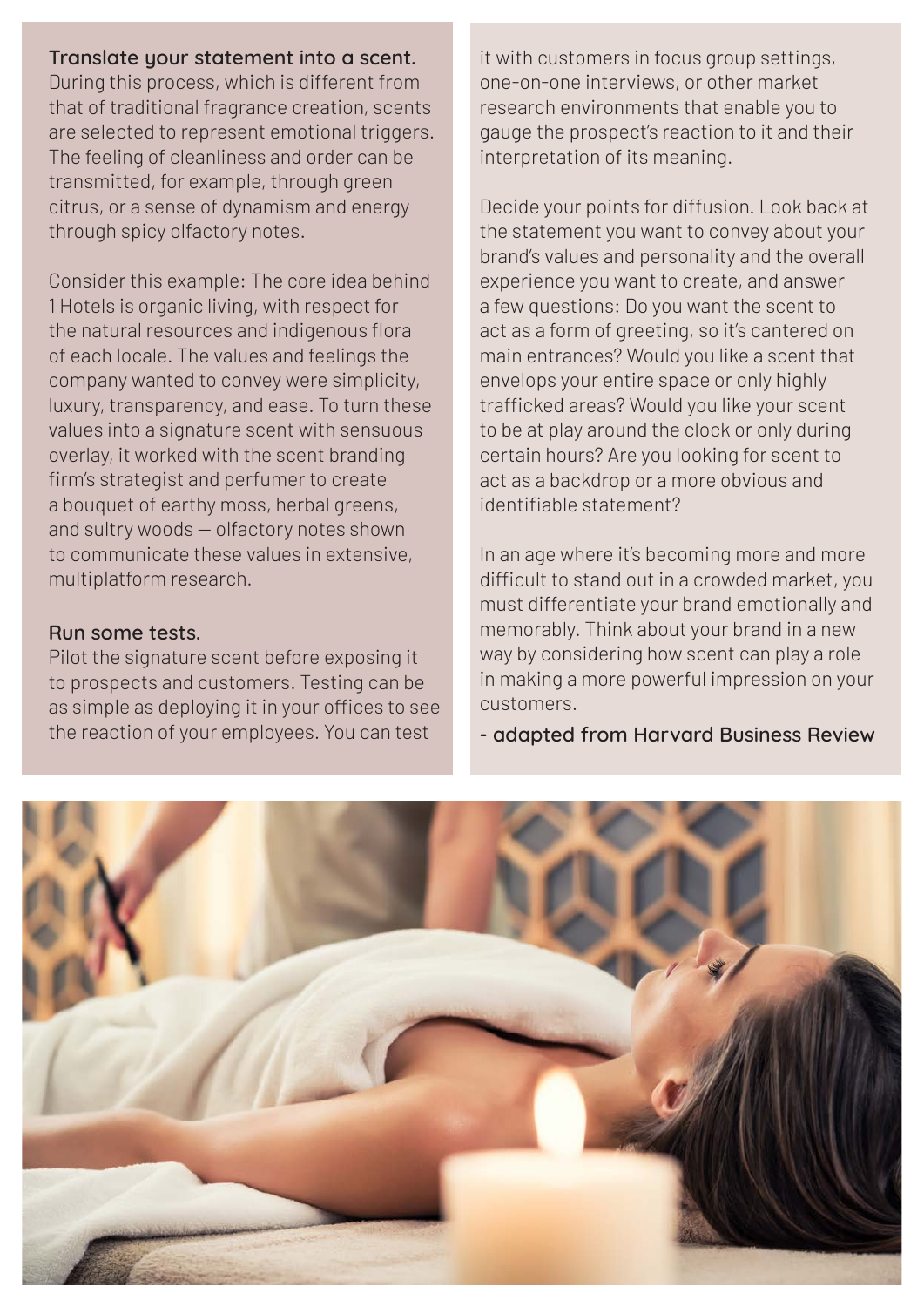**Translate your statement into a scent.**
During this process, which is different from that of traditional fragrance creation, scents are selected to represent emotional triggers. The feeling of cleanliness and order can be transmitted, for example, through green citrus, or a sense of dynamism and energy through spicy olfactory notes.

Consider this example: The core idea behind 1 Hotels is organic living, with respect for the natural resources and indigenous flora of each locale. The values and feelings the company wanted to convey were simplicity, luxury, transparency, and ease. To turn these values into a signature scent with sensuous overlay, it worked with the scent branding firm's strategist and perfumer to create a bouquet of earthy moss, herbal greens, and sultry woods — olfactory notes shown to communicate these values in extensive, multiplatform research.

**Run some tests.**
Pilot the signature scent before exposing it to prospects and customers. Testing can be as simple as deploying it in your offices to see the reaction of your employees. You can test it with customers in focus group settings, one-on-one interviews, or other market research environments that enable you to gauge the prospect's reaction to it and their interpretation of its meaning.

Decide your points for diffusion. Look back at the statement you want to convey about your brand's values and personality and the overall experience you want to create, and answer a few questions: Do you want the scent to act as a form of greeting, so it's cantered on main entrances? Would you like a scent that envelops your entire space or only highly trafficked areas? Would you like your scent to be at play around the clock or only during certain hours? Are you looking for scent to act as a backdrop or a more obvious and identifiable statement?

In an age where it's becoming more and more difficult to stand out in a crowded market, you must differentiate your brand emotionally and memorably. Think about your brand in a new way by considering how scent can play a role in making a more powerful impression on your customers.

**- adapted from Harvard Business Review**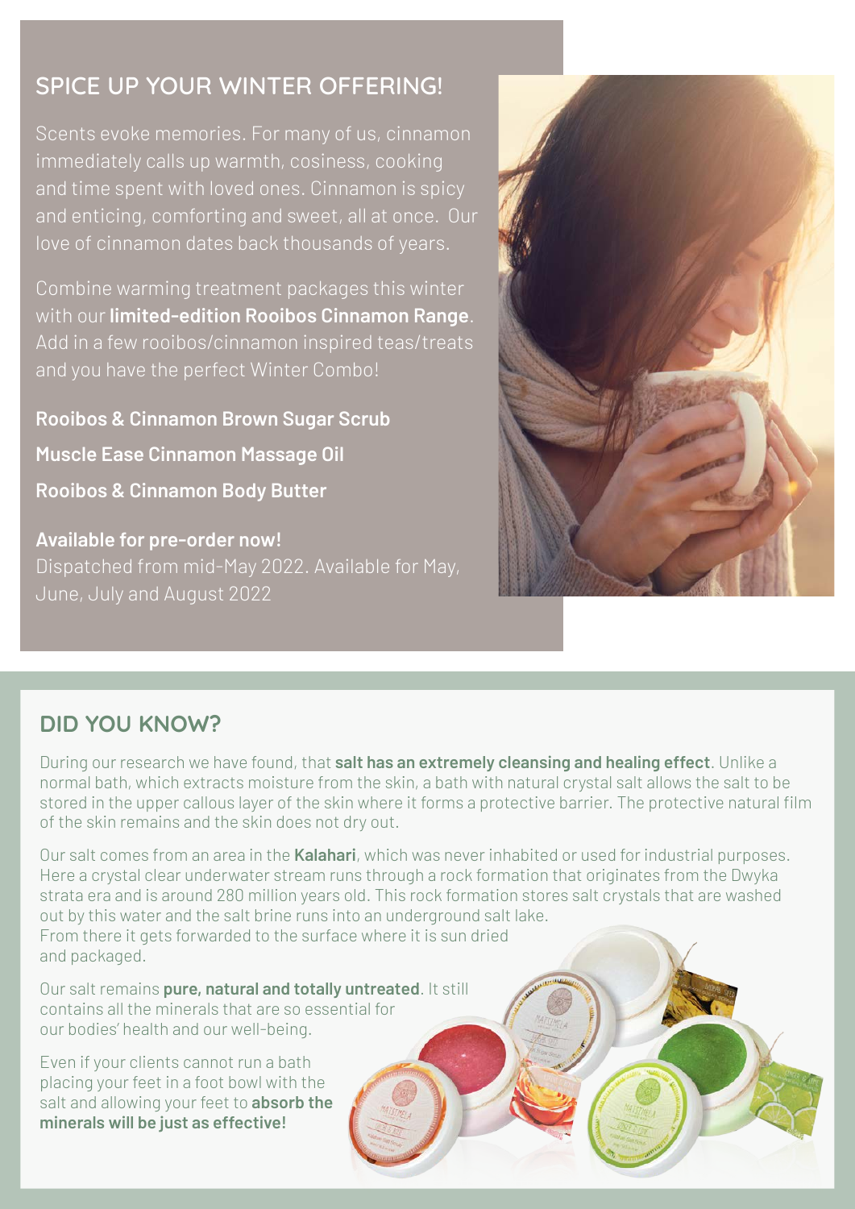## SPICE UP YOUR WINTER OFFERING!

Scents evoke memories. For many of us, cinnamon immediately calls up warmth, cosiness, cooking and time spent with loved ones. Cinnamon is spicy and enticing, comforting and sweet, all at once. Our love of cinnamon dates back thousands of years.

Combine warming treatment packages this winter with our **limited-edition Rooibos Cinnamon Range**. Add in a few rooibos/cinnamon inspired teas/treats and you have the perfect Winter Combo!

**Rooibos & Cinnamon Brown Sugar Scrub**

**Muscle Ease Cinnamon Massage Oil**

**Rooibos & Cinnamon Body Butter**

**Available for pre-order now!**
Dispatched from mid-May 2022. Available for May, June, July and August 2022

## DID YOU KNOW?

During our research we have found, that **salt has an extremely cleansing and healing effect**. Unlike a normal bath, which extracts moisture from the skin, a bath with natural crystal salt allows the salt to be stored in the upper callous layer of the skin where it forms a protective barrier. The protective natural film of the skin remains and the skin does not dry out.

Our salt comes from an area in the **Kalahari**, which was never inhabited or used for industrial purposes. Here a crystal clear underwater stream runs through a rock formation that originates from the Dwyka strata era and is around 280 million years old. This rock formation stores salt crystals that are washed out by this water and the salt brine runs into an underground salt lake. From there it gets forwarded to the surface where it is sun dried and packaged.

Our salt remains **pure, natural and totally untreated**. It still contains all the minerals that are so essential for our bodies' health and our well-being.

Even if your clients cannot run a bath placing your feet in a foot bowl with the salt and allowing your feet to **absorb the minerals will be just as effective!**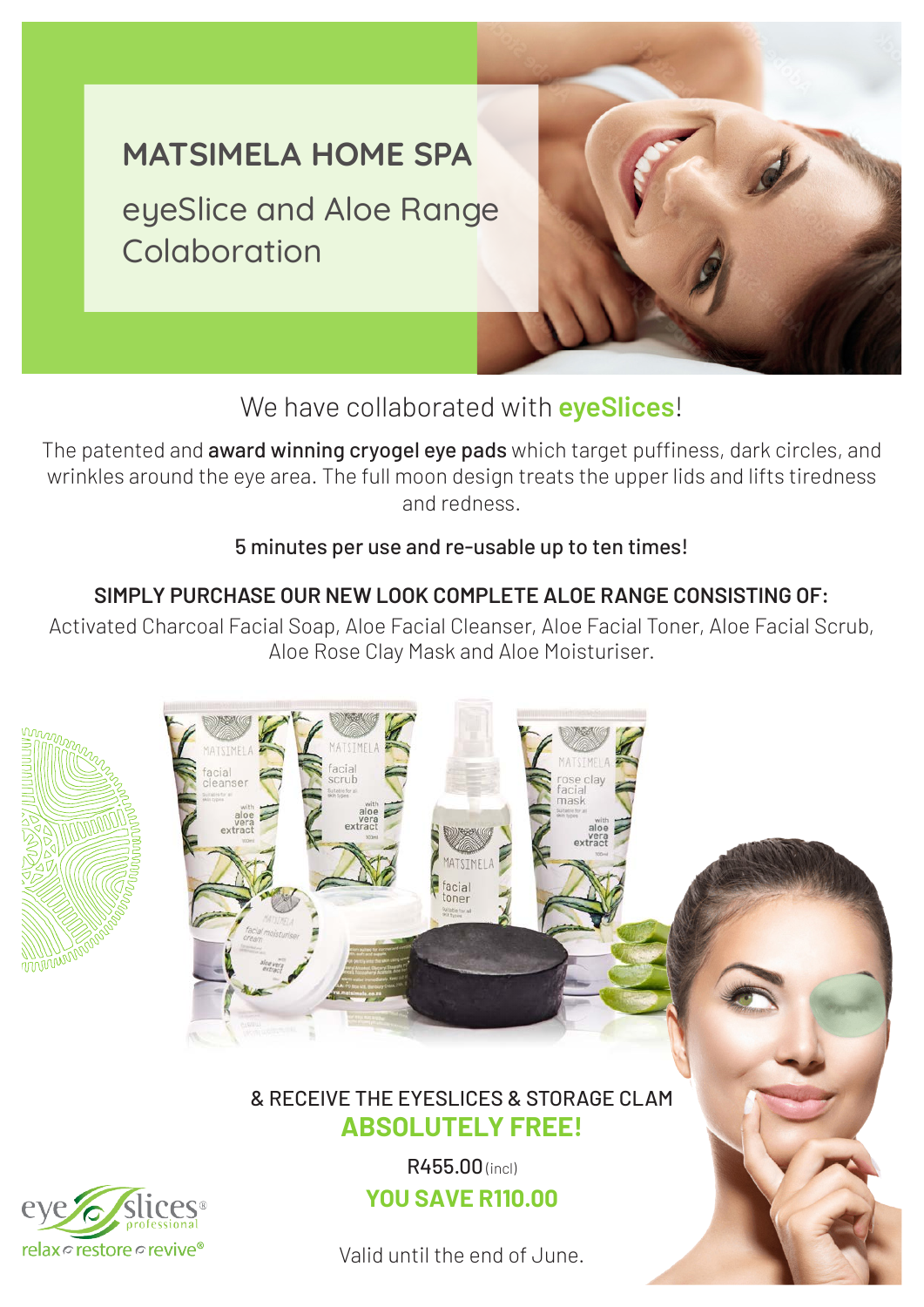# MATSIMELA HOME SPA

## eyeSlice and Aloe Range Colaboration

We have collaborated with **eyeSlices**!

The patented and **award winning cryogel eye pads** which target puffiness, dark circles, and wrinkles around the eye area. The full moon design treats the upper lids and lifts tiredness and redness.

**5 minutes per use and re-usable up to ten times!**

**SIMPLY PURCHASE OUR NEW LOOK COMPLETE ALOE RANGE CONSISTING OF:**

Activated Charcoal Facial Soap, Aloe Facial Cleanser, Aloe Facial Toner, Aloe Facial Scrub, Aloe Rose Clay Mask and Aloe Moisturiser.

& RECEIVE THE EYESLICES & STORAGE CLAM

**ABSOLUTELY FREE!**

R455.00 (incl)

**YOU SAVE R110.00**

Valid until the end of June.

eye slices® professional

relax restore revive®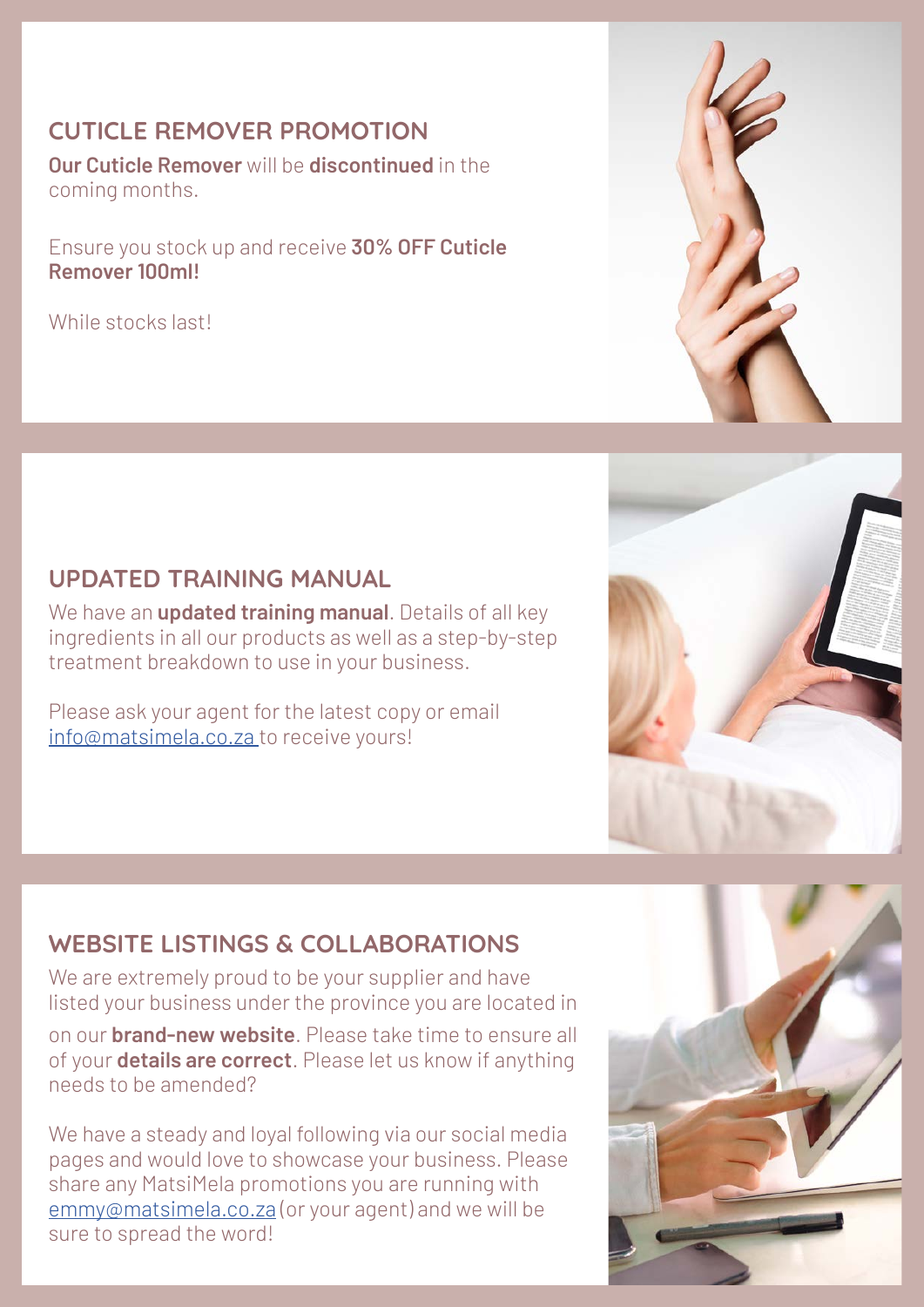## CUTICLE REMOVER PROMOTION

**Our Cuticle Remover** will be **discontinued** in the coming months.

Ensure you stock up and receive **30% OFF Cuticle Remover 100ml!**

While stocks last!

## UPDATED TRAINING MANUAL

We have an **updated training manual**. Details of all key ingredients in all our products as well as a step-by-step treatment breakdown to use in your business.

Please ask your agent for the latest copy or email info@matsimela.co.za to receive yours!

## WEBSITE LISTINGS & COLLABORATIONS

We are extremely proud to be your supplier and have listed your business under the province you are located in on our **brand-new website**. Please take time to ensure all of your **details are correct**. Please let us know if anything needs to be amended?

We have a steady and loyal following via our social media pages and would love to showcase your business. Please share any MatsiMela promotions you are running with emmy@matsimela.co.za (or your agent) and we will be sure to spread the word!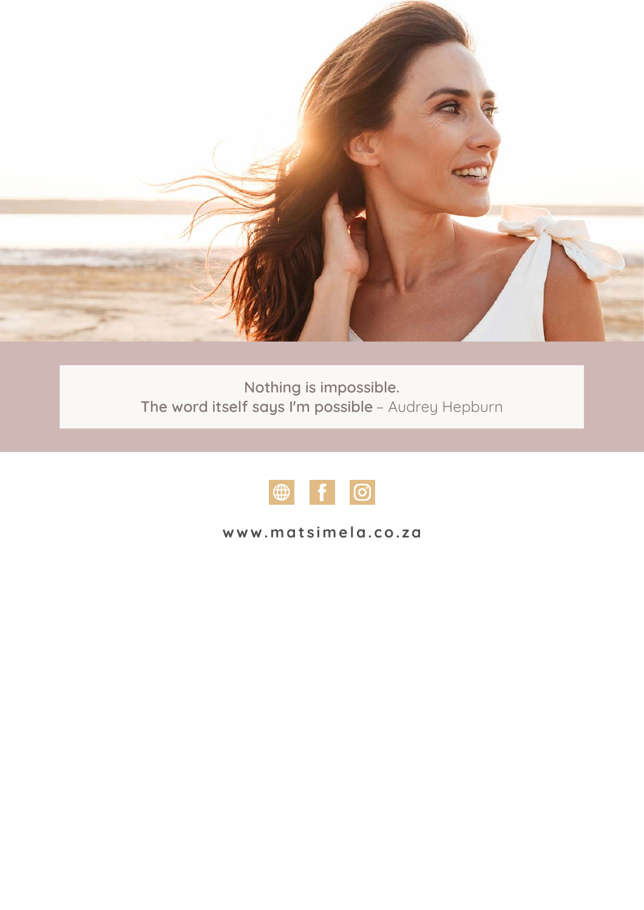Nothing is impossible.
The word itself says I'm possible – Audrey Hepburn

www.matsimela.co.za